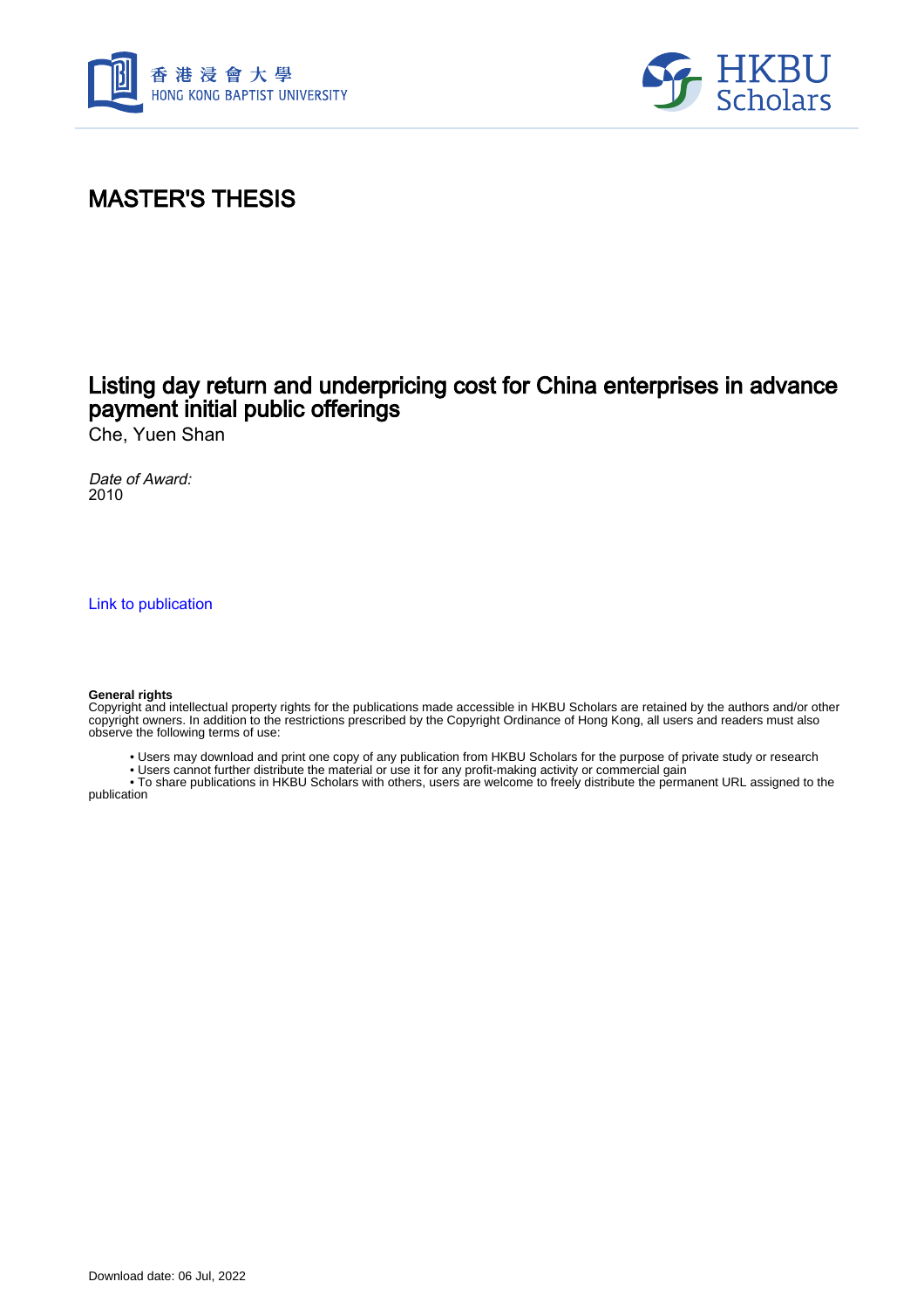# MASTER'S THESIS

## Listing day return and underpricing cost for China enterprises in advance payment initial public offerings

Che, Yuen Shan

*Date of Award:*
2010

Link to publication

**General rights**
Copyright and intellectual property rights for the publications made accessible in HKBU Scholars are retained by the authors and/or other copyright owners. In addition to the restrictions prescribed by the Copyright Ordinance of Hong Kong, all users and readers must also observe the following terms of use:

- Users may download and print one copy of any publication from HKBU Scholars for the purpose of private study or research
- Users cannot further distribute the material or use it for any profit-making activity or commercial gain
- To share publications in HKBU Scholars with others, users are welcome to freely distribute the permanent URL assigned to the publication

Download date: 06 Jul, 2022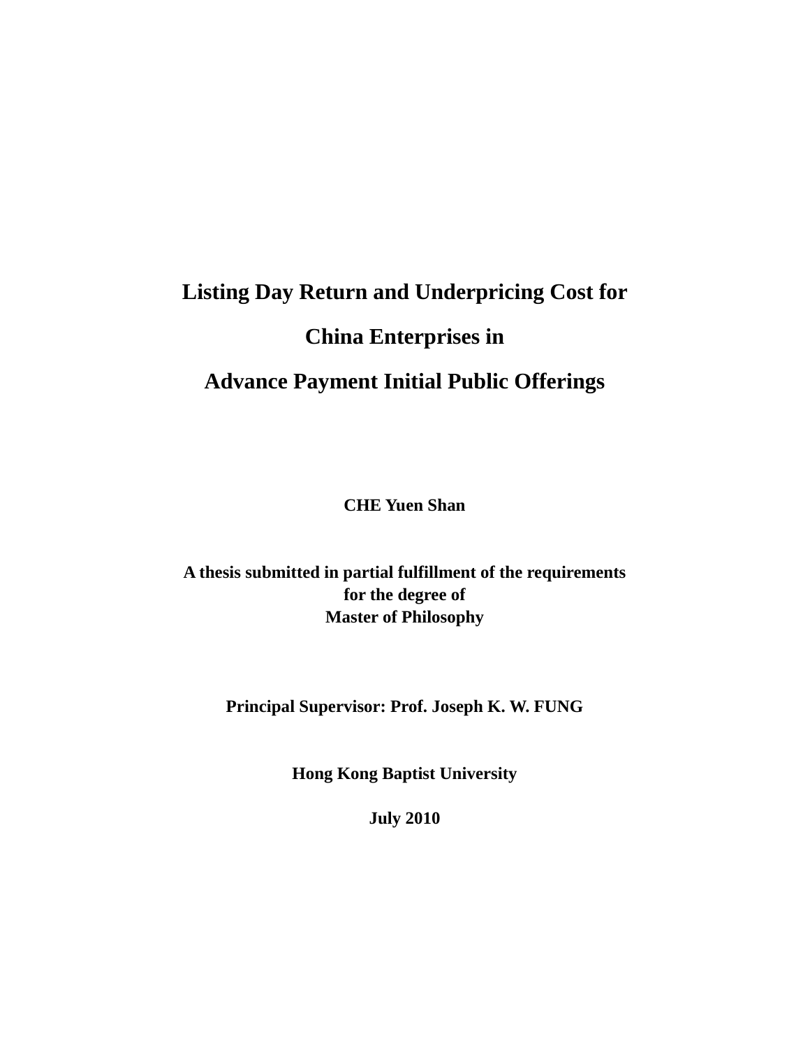# Listing Day Return and Underpricing Cost for China Enterprises in Advance Payment Initial Public Offerings

**CHE Yuen Shan**

**A thesis submitted in partial fulfillment of the requirements for the degree of Master of Philosophy**

**Principal Supervisor: Prof. Joseph K. W. FUNG**

**Hong Kong Baptist University**

**July 2010**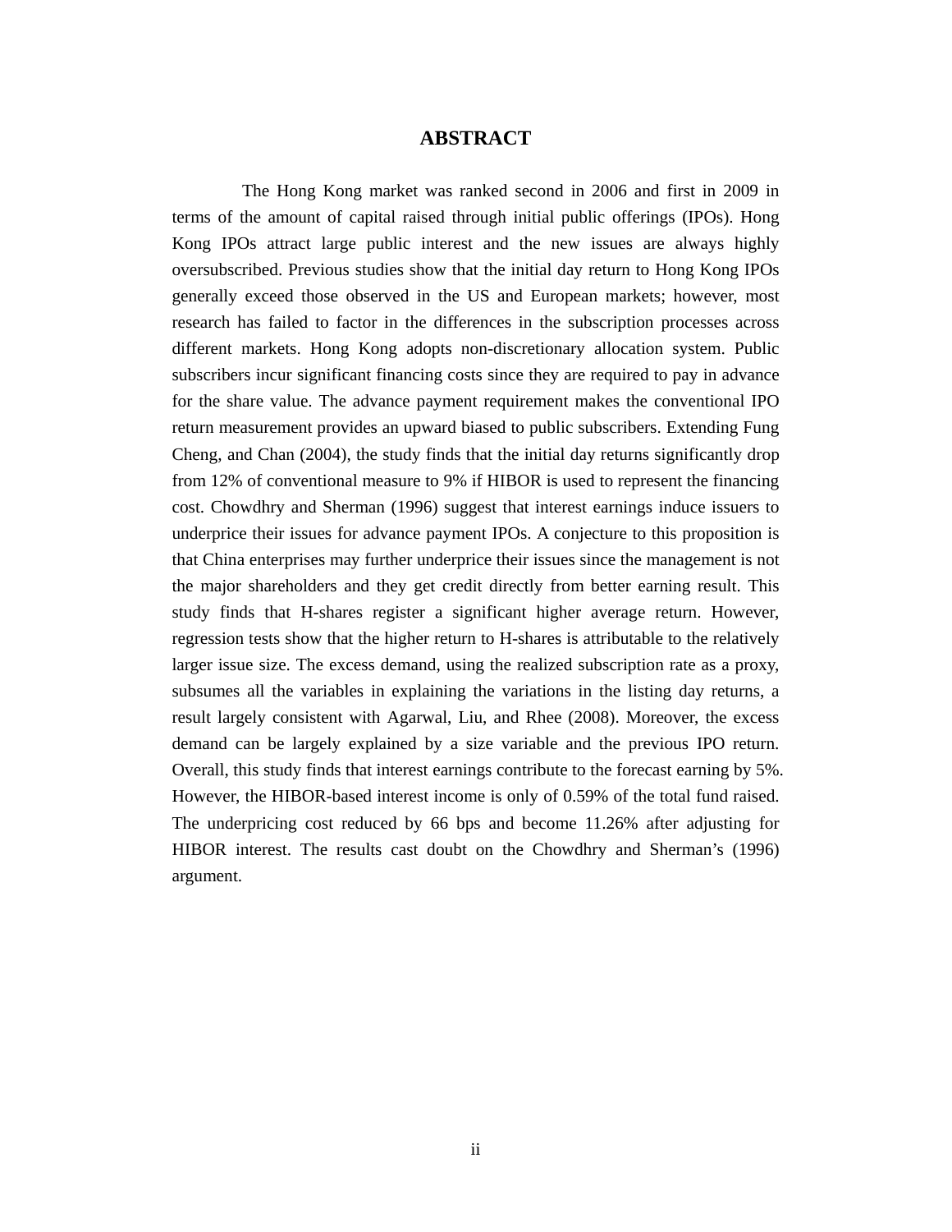# ABSTRACT

The Hong Kong market was ranked second in 2006 and first in 2009 in terms of the amount of capital raised through initial public offerings (IPOs). Hong Kong IPOs attract large public interest and the new issues are always highly oversubscribed. Previous studies show that the initial day return to Hong Kong IPOs generally exceed those observed in the US and European markets; however, most research has failed to factor in the differences in the subscription processes across different markets. Hong Kong adopts non-discretionary allocation system. Public subscribers incur significant financing costs since they are required to pay in advance for the share value. The advance payment requirement makes the conventional IPO return measurement provides an upward biased to public subscribers. Extending Fung Cheng, and Chan (2004), the study finds that the initial day returns significantly drop from 12% of conventional measure to 9% if HIBOR is used to represent the financing cost. Chowdhry and Sherman (1996) suggest that interest earnings induce issuers to underprice their issues for advance payment IPOs. A conjecture to this proposition is that China enterprises may further underprice their issues since the management is not the major shareholders and they get credit directly from better earning result. This study finds that H-shares register a significant higher average return. However, regression tests show that the higher return to H-shares is attributable to the relatively larger issue size. The excess demand, using the realized subscription rate as a proxy, subsumes all the variables in explaining the variations in the listing day returns, a result largely consistent with Agarwal, Liu, and Rhee (2008). Moreover, the excess demand can be largely explained by a size variable and the previous IPO return. Overall, this study finds that interest earnings contribute to the forecast earning by 5%. However, the HIBOR-based interest income is only of 0.59% of the total fund raised. The underpricing cost reduced by 66 bps and become 11.26% after adjusting for HIBOR interest. The results cast doubt on the Chowdhry and Sherman's (1996) argument.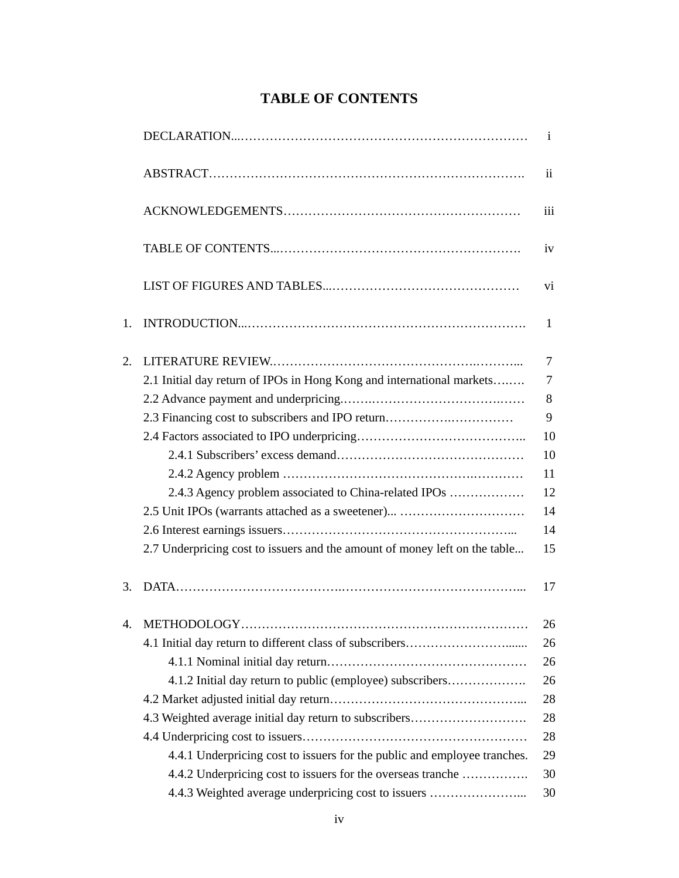# TABLE OF CONTENTS

| | | |
|---|---|---|
| | DECLARATION | i |
| | ABSTRACT | ii |
| | ACKNOWLEDGEMENTS | iii |
| | TABLE OF CONTENTS | iv |
| | LIST OF FIGURES AND TABLES | vi |
| 1. | INTRODUCTION | 1 |
| 2. | LITERATURE REVIEW | 7 |
| | 2.1 Initial day return of IPOs in Hong Kong and international markets | 7 |
| | 2.2 Advance payment and underpricing | 8 |
| | 2.3 Financing cost to subscribers and IPO return | 9 |
| | 2.4 Factors associated to IPO underpricing | 10 |
| | 2.4.1 Subscribers' excess demand | 10 |
| | 2.4.2 Agency problem | 11 |
| | 2.4.3 Agency problem associated to China-related IPOs | 12 |
| | 2.5 Unit IPOs (warrants attached as a sweetener) | 14 |
| | 2.6 Interest earnings issuers | 14 |
| | 2.7 Underpricing cost to issuers and the amount of money left on the table | 15 |
| 3. | DATA | 17 |
| 4. | METHODOLOGY | 26 |
| | 4.1 Initial day return to different class of subscribers | 26 |
| | 4.1.1 Nominal initial day return | 26 |
| | 4.1.2 Initial day return to public (employee) subscribers | 26 |
| | 4.2 Market adjusted initial day return | 28 |
| | 4.3 Weighted average initial day return to subscribers | 28 |
| | 4.4 Underpricing cost to issuers | 28 |
| | 4.4.1 Underpricing cost to issuers for the public and employee tranches | 29 |
| | 4.4.2 Underpricing cost to issuers for the overseas tranche | 30 |
| | 4.4.3 Weighted average underpricing cost to issuers | 30 |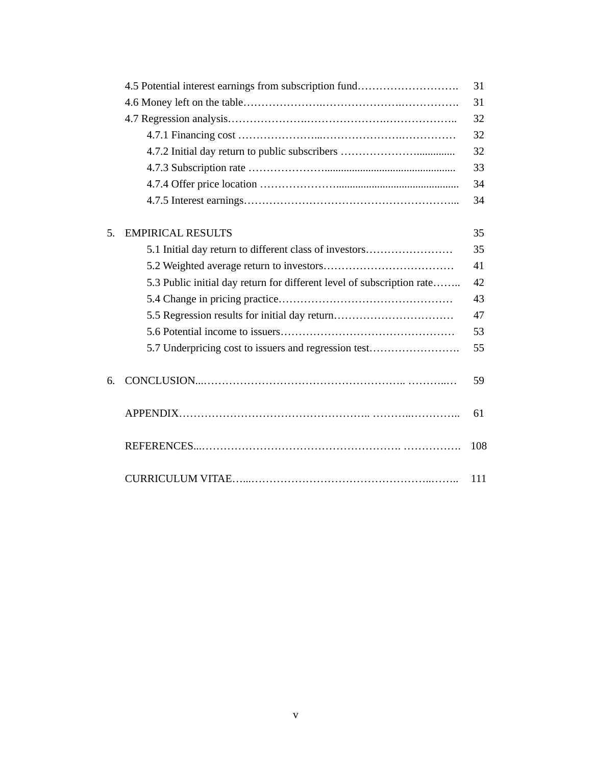4.5 Potential interest earnings from subscription fund………………………. 31

4.6 Money left on the table…………………..…………………..……………. 31

4.7 Regression analysis…………………..…………………..……………….. 32

- 4.7.1 Financing cost …………………...…………………..…………… 32
- 4.7.2 Initial day return to public subscribers ………………….............. 32
- 4.7.3 Subscription rate …………………................................................ 33
- 4.7.4 Offer price location …………………............................................ 34
- 4.7.5 Interest earnings……………………………………………….... 34

5. EMPIRICAL RESULTS 35

- 5.1 Initial day return to different class of investors…………………… 35
- 5.2 Weighted average return to investors……………………………… 41
- 5.3 Public initial day return for different level of subscription rate…….. 42
- 5.4 Change in pricing practice………………………………………… 43
- 5.5 Regression results for initial day return…………………………… 47
- 5.6 Potential income to issuers………………………………………… 53
- 5.7 Underpricing cost to issuers and regression test……………………. 55

6. CONCLUSION...……………………………………………….. ………..… 59

APPENDIX…………………………………………….. ………..………….. 61

REFERENCES...………………………………………………. ……………. 108

CURRICULUM VITAE…...…………………………………………..…….. 111